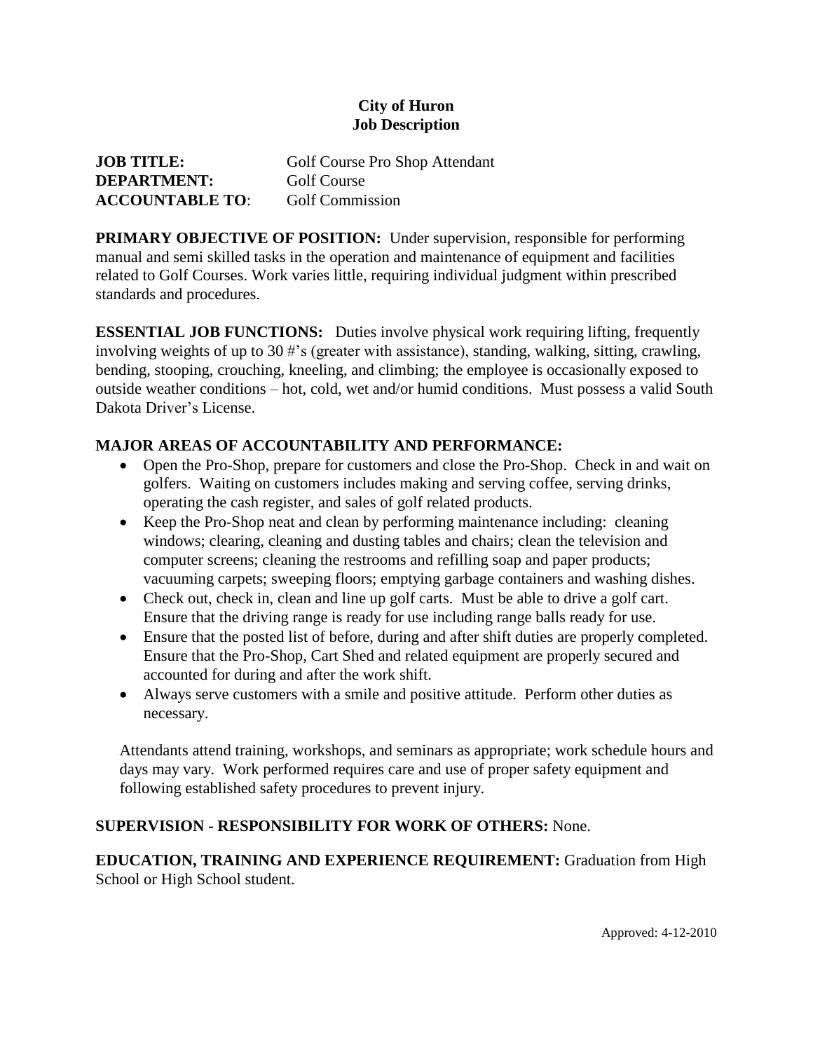**City of Huron**
**Job Description**

**JOB TITLE:** Golf Course Pro Shop Attendant
**DEPARTMENT:** Golf Course
**ACCOUNTABLE TO**: Golf Commission

**PRIMARY OBJECTIVE OF POSITION:** Under supervision, responsible for performing manual and semi skilled tasks in the operation and maintenance of equipment and facilities related to Golf Courses. Work varies little, requiring individual judgment within prescribed standards and procedures.

**ESSENTIAL JOB FUNCTIONS:** Duties involve physical work requiring lifting, frequently involving weights of up to 30 #'s (greater with assistance), standing, walking, sitting, crawling, bending, stooping, crouching, kneeling, and climbing; the employee is occasionally exposed to outside weather conditions – hot, cold, wet and/or humid conditions. Must possess a valid South Dakota Driver's License.

**MAJOR AREAS OF ACCOUNTABILITY AND PERFORMANCE:**

- Open the Pro-Shop, prepare for customers and close the Pro-Shop. Check in and wait on golfers. Waiting on customers includes making and serving coffee, serving drinks, operating the cash register, and sales of golf related products.
- Keep the Pro-Shop neat and clean by performing maintenance including: cleaning windows; clearing, cleaning and dusting tables and chairs; clean the television and computer screens; cleaning the restrooms and refilling soap and paper products; vacuuming carpets; sweeping floors; emptying garbage containers and washing dishes.
- Check out, check in, clean and line up golf carts. Must be able to drive a golf cart. Ensure that the driving range is ready for use including range balls ready for use.
- Ensure that the posted list of before, during and after shift duties are properly completed. Ensure that the Pro-Shop, Cart Shed and related equipment are properly secured and accounted for during and after the work shift.
- Always serve customers with a smile and positive attitude. Perform other duties as necessary.

Attendants attend training, workshops, and seminars as appropriate; work schedule hours and days may vary. Work performed requires care and use of proper safety equipment and following established safety procedures to prevent injury.

**SUPERVISION - RESPONSIBILITY FOR WORK OF OTHERS:** None.

**EDUCATION, TRAINING AND EXPERIENCE REQUIREMENT:** Graduation from High School or High School student.

Approved: 4-12-2010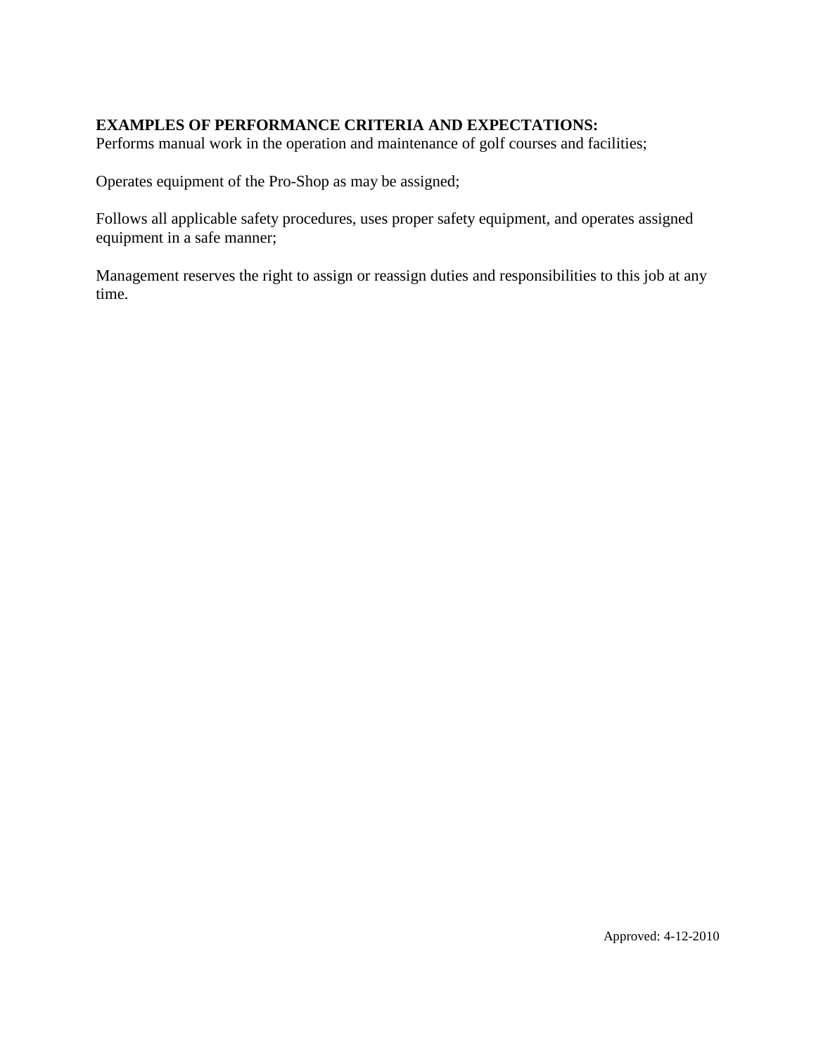**EXAMPLES OF PERFORMANCE CRITERIA AND EXPECTATIONS:**

Performs manual work in the operation and maintenance of golf courses and facilities;

Operates equipment of the Pro-Shop as may be assigned;

Follows all applicable safety procedures, uses proper safety equipment, and operates assigned equipment in a safe manner;

Management reserves the right to assign or reassign duties and responsibilities to this job at any time.

Approved: 4-12-2010